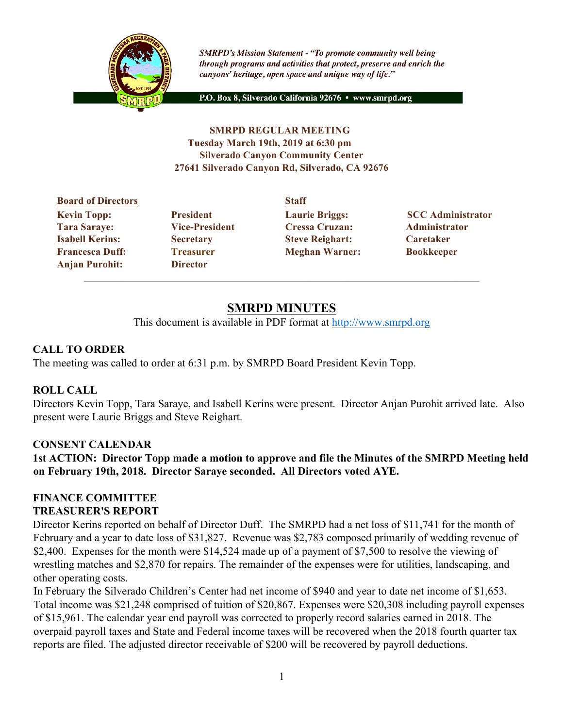*SMRPD's Mission Statement - "To promote community well being through programs and activities that protect, preserve and enrich the canyons' heritage, open space and unique way of life."*

P.O. Box 8, Silverado California 92676 • www.smrpd.org

**SMRPD REGULAR MEETING**
**Tuesday March 19th, 2019 at 6:30 pm**
**Silverado Canyon Community Center**
**27641 Silverado Canyon Rd, Silverado, CA 92676**

| **Board of Directors** | | **Staff** | |
|---|---|---|---|
| **Kevin Topp:** | **President** | **Laurie Briggs:** | **SCC Administrator** |
| **Tara Saraye:** | **Vice-President** | **Cressa Cruzan:** | **Administrator** |
| **Isabell Kerins:** | **Secretary** | **Steve Reighart:** | **Caretaker** |
| **Francesca Duff:** | **Treasurer** | **Meghan Warner:** | **Bookkeeper** |
| **Anjan Purohit:** | **Director** | | |

# SMRPD MINUTES

This document is available in PDF format at http://www.smrpd.org

## CALL TO ORDER

The meeting was called to order at 6:31 p.m. by SMRPD Board President Kevin Topp.

## ROLL CALL

Directors Kevin Topp, Tara Saraye, and Isabell Kerins were present. Director Anjan Purohit arrived late. Also present were Laurie Briggs and Steve Reighart.

## CONSENT CALENDAR

**1st ACTION: Director Topp made a motion to approve and file the Minutes of the SMRPD Meeting held on February 19th, 2018. Director Saraye seconded. All Directors voted AYE.**

## FINANCE COMMITTEE
## TREASURER'S REPORT

Director Kerins reported on behalf of Director Duff. The SMRPD had a net loss of $11,741 for the month of February and a year to date loss of $31,827. Revenue was $2,783 composed primarily of wedding revenue of $2,400. Expenses for the month were $14,524 made up of a payment of $7,500 to resolve the viewing of wrestling matches and $2,870 for repairs. The remainder of the expenses were for utilities, landscaping, and other operating costs.

In February the Silverado Children's Center had net income of $940 and year to date net income of $1,653. Total income was $21,248 comprised of tuition of $20,867. Expenses were $20,308 including payroll expenses of $15,961. The calendar year end payroll was corrected to properly record salaries earned in 2018. The overpaid payroll taxes and State and Federal income taxes will be recovered when the 2018 fourth quarter tax reports are filed. The adjusted director receivable of $200 will be recovered by payroll deductions.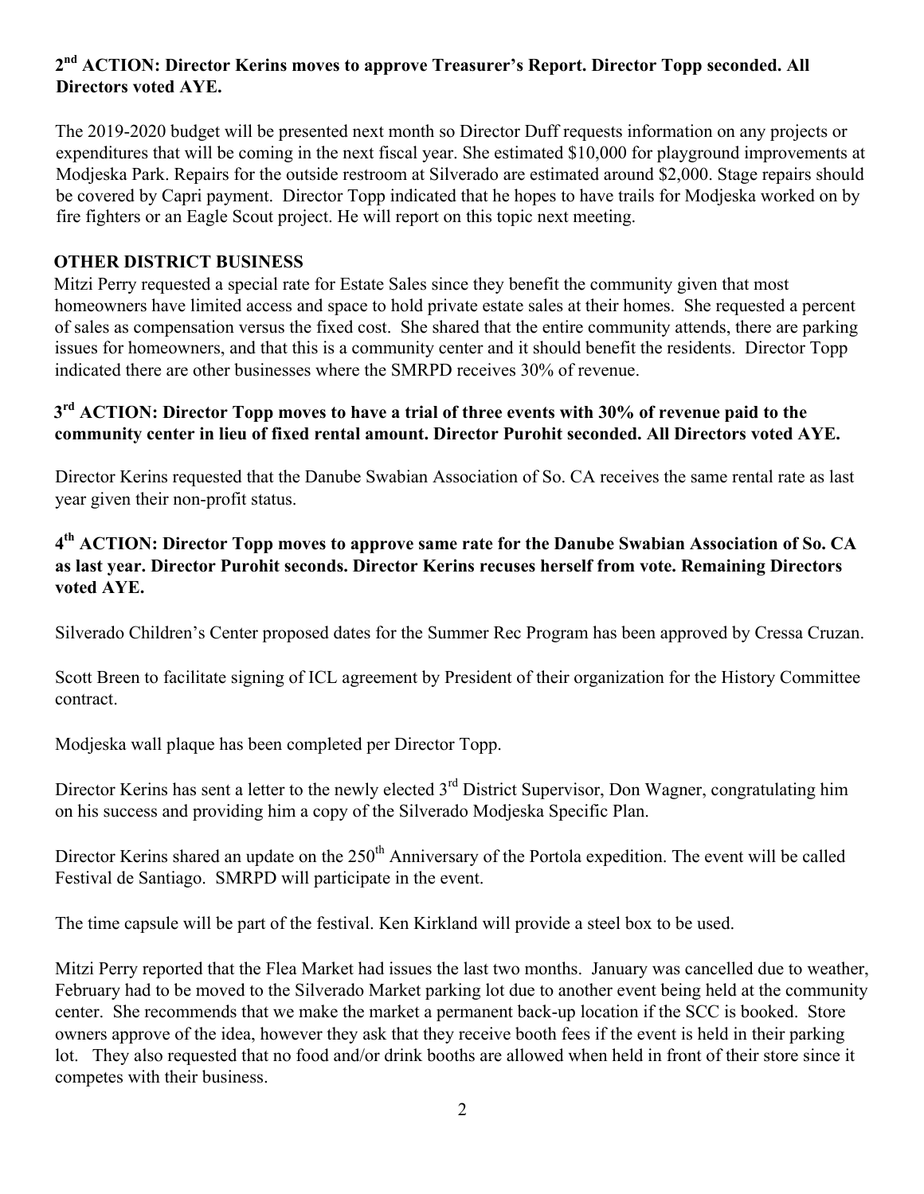**2nd ACTION: Director Kerins moves to approve Treasurer's Report. Director Topp seconded. All Directors voted AYE.**

The 2019-2020 budget will be presented next month so Director Duff requests information on any projects or expenditures that will be coming in the next fiscal year. She estimated $10,000 for playground improvements at Modjeska Park. Repairs for the outside restroom at Silverado are estimated around $2,000. Stage repairs should be covered by Capri payment. Director Topp indicated that he hopes to have trails for Modjeska worked on by fire fighters or an Eagle Scout project. He will report on this topic next meeting.

## OTHER DISTRICT BUSINESS

Mitzi Perry requested a special rate for Estate Sales since they benefit the community given that most homeowners have limited access and space to hold private estate sales at their homes. She requested a percent of sales as compensation versus the fixed cost. She shared that the entire community attends, there are parking issues for homeowners, and that this is a community center and it should benefit the residents. Director Topp indicated there are other businesses where the SMRPD receives 30% of revenue.

**3rd ACTION: Director Topp moves to have a trial of three events with 30% of revenue paid to the community center in lieu of fixed rental amount. Director Purohit seconded. All Directors voted AYE.**

Director Kerins requested that the Danube Swabian Association of So. CA receives the same rental rate as last year given their non-profit status.

**4th ACTION: Director Topp moves to approve same rate for the Danube Swabian Association of So. CA as last year. Director Purohit seconds. Director Kerins recuses herself from vote. Remaining Directors voted AYE.**

Silverado Children's Center proposed dates for the Summer Rec Program has been approved by Cressa Cruzan.

Scott Breen to facilitate signing of ICL agreement by President of their organization for the History Committee contract.

Modjeska wall plaque has been completed per Director Topp.

Director Kerins has sent a letter to the newly elected 3rd District Supervisor, Don Wagner, congratulating him on his success and providing him a copy of the Silverado Modjeska Specific Plan.

Director Kerins shared an update on the 250th Anniversary of the Portola expedition. The event will be called Festival de Santiago. SMRPD will participate in the event.

The time capsule will be part of the festival. Ken Kirkland will provide a steel box to be used.

Mitzi Perry reported that the Flea Market had issues the last two months. January was cancelled due to weather, February had to be moved to the Silverado Market parking lot due to another event being held at the community center. She recommends that we make the market a permanent back-up location if the SCC is booked. Store owners approve of the idea, however they ask that they receive booth fees if the event is held in their parking lot. They also requested that no food and/or drink booths are allowed when held in front of their store since it competes with their business.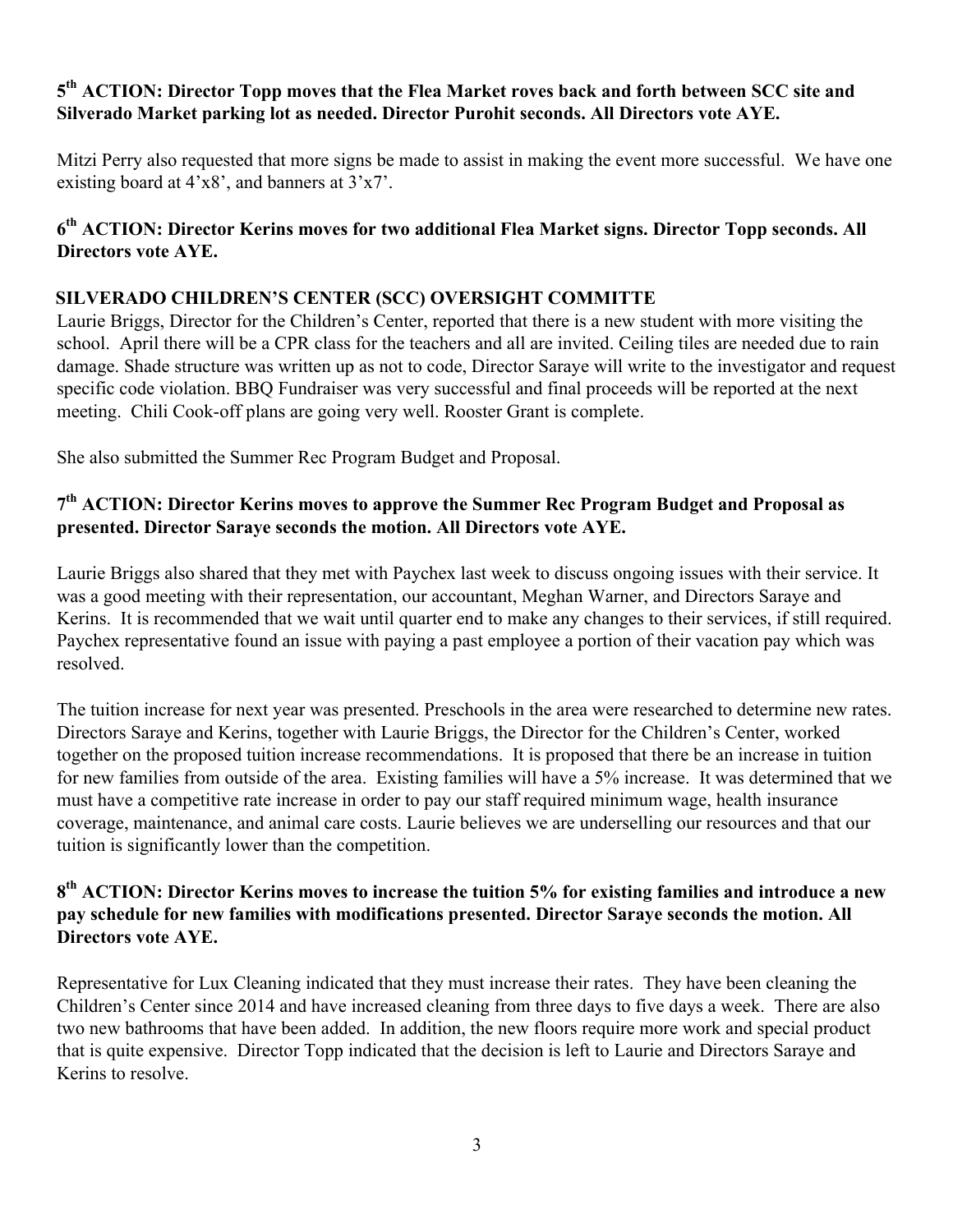**5th ACTION: Director Topp moves that the Flea Market roves back and forth between SCC site and Silverado Market parking lot as needed. Director Purohit seconds. All Directors vote AYE.**

Mitzi Perry also requested that more signs be made to assist in making the event more successful. We have one existing board at 4'x8', and banners at 3'x7'.

**6th ACTION: Director Kerins moves for two additional Flea Market signs. Director Topp seconds. All Directors vote AYE.**

**SILVERADO CHILDREN'S CENTER (SCC) OVERSIGHT COMMITTE**

Laurie Briggs, Director for the Children's Center, reported that there is a new student with more visiting the school. April there will be a CPR class for the teachers and all are invited. Ceiling tiles are needed due to rain damage. Shade structure was written up as not to code, Director Saraye will write to the investigator and request specific code violation. BBQ Fundraiser was very successful and final proceeds will be reported at the next meeting. Chili Cook-off plans are going very well. Rooster Grant is complete.

She also submitted the Summer Rec Program Budget and Proposal.

**7th ACTION: Director Kerins moves to approve the Summer Rec Program Budget and Proposal as presented. Director Saraye seconds the motion. All Directors vote AYE.**

Laurie Briggs also shared that they met with Paychex last week to discuss ongoing issues with their service. It was a good meeting with their representation, our accountant, Meghan Warner, and Directors Saraye and Kerins. It is recommended that we wait until quarter end to make any changes to their services, if still required. Paychex representative found an issue with paying a past employee a portion of their vacation pay which was resolved.

The tuition increase for next year was presented. Preschools in the area were researched to determine new rates. Directors Saraye and Kerins, together with Laurie Briggs, the Director for the Children's Center, worked together on the proposed tuition increase recommendations. It is proposed that there be an increase in tuition for new families from outside of the area. Existing families will have a 5% increase. It was determined that we must have a competitive rate increase in order to pay our staff required minimum wage, health insurance coverage, maintenance, and animal care costs. Laurie believes we are underselling our resources and that our tuition is significantly lower than the competition.

**8th ACTION: Director Kerins moves to increase the tuition 5% for existing families and introduce a new pay schedule for new families with modifications presented. Director Saraye seconds the motion. All Directors vote AYE.**

Representative for Lux Cleaning indicated that they must increase their rates. They have been cleaning the Children's Center since 2014 and have increased cleaning from three days to five days a week. There are also two new bathrooms that have been added. In addition, the new floors require more work and special product that is quite expensive. Director Topp indicated that the decision is left to Laurie and Directors Saraye and Kerins to resolve.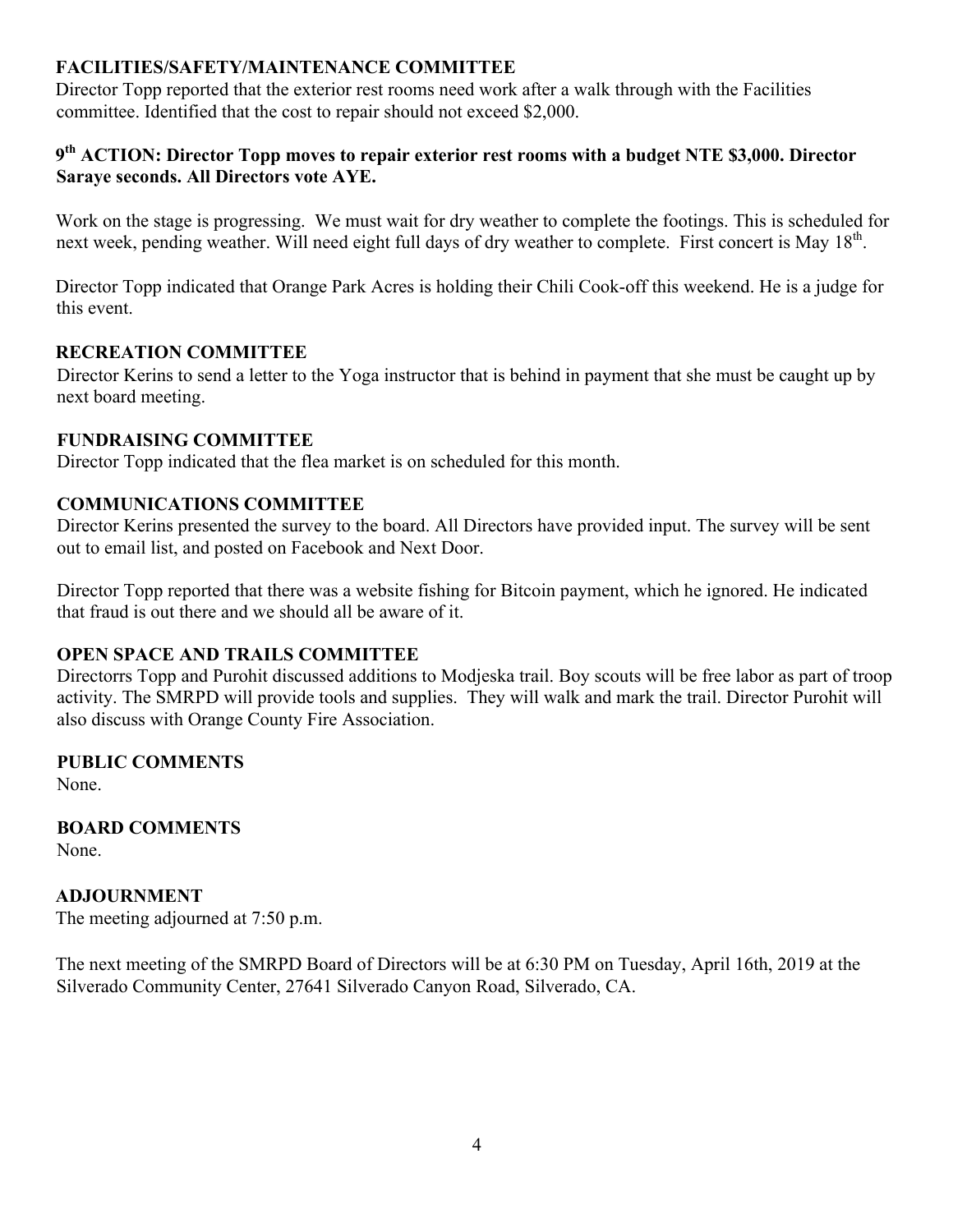## FACILITIES/SAFETY/MAINTENANCE COMMITTEE

Director Topp reported that the exterior rest rooms need work after a walk through with the Facilities committee. Identified that the cost to repair should not exceed $2,000.

**9th ACTION: Director Topp moves to repair exterior rest rooms with a budget NTE $3,000. Director Saraye seconds. All Directors vote AYE.**

Work on the stage is progressing. We must wait for dry weather to complete the footings. This is scheduled for next week, pending weather. Will need eight full days of dry weather to complete. First concert is May 18th.

Director Topp indicated that Orange Park Acres is holding their Chili Cook-off this weekend. He is a judge for this event.

## RECREATION COMMITTEE

Director Kerins to send a letter to the Yoga instructor that is behind in payment that she must be caught up by next board meeting.

## FUNDRAISING COMMITTEE

Director Topp indicated that the flea market is on scheduled for this month.

## COMMUNICATIONS COMMITTEE

Director Kerins presented the survey to the board. All Directors have provided input. The survey will be sent out to email list, and posted on Facebook and Next Door.

Director Topp reported that there was a website fishing for Bitcoin payment, which he ignored. He indicated that fraud is out there and we should all be aware of it.

## OPEN SPACE AND TRAILS COMMITTEE

Directorrs Topp and Purohit discussed additions to Modjeska trail. Boy scouts will be free labor as part of troop activity. The SMRPD will provide tools and supplies. They will walk and mark the trail. Director Purohit will also discuss with Orange County Fire Association.

## PUBLIC COMMENTS

None.

## BOARD COMMENTS

None.

## ADJOURNMENT

The meeting adjourned at 7:50 p.m.

The next meeting of the SMRPD Board of Directors will be at 6:30 PM on Tuesday, April 16th, 2019 at the Silverado Community Center, 27641 Silverado Canyon Road, Silverado, CA.